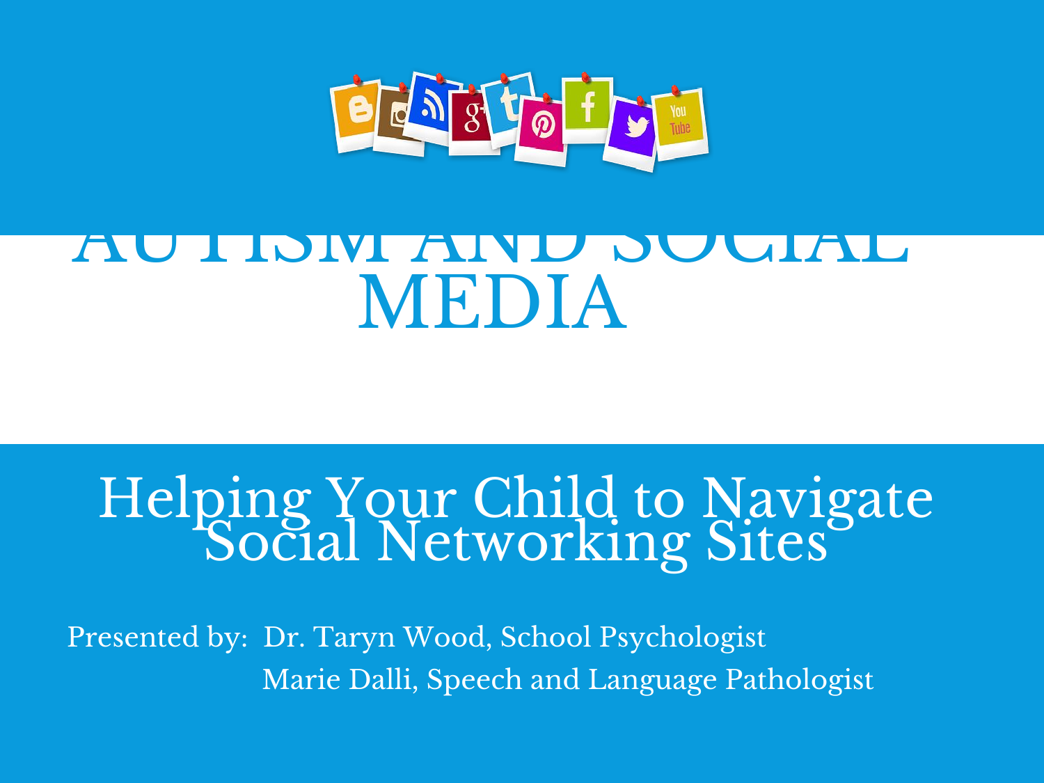# AUTISM AND SOCIAL MEDIA

## Helping Your Child to Navigate Social Networking Sites

Presented by: Dr. Taryn Wood, School Psychologist
Marie Dalli, Speech and Language Pathologist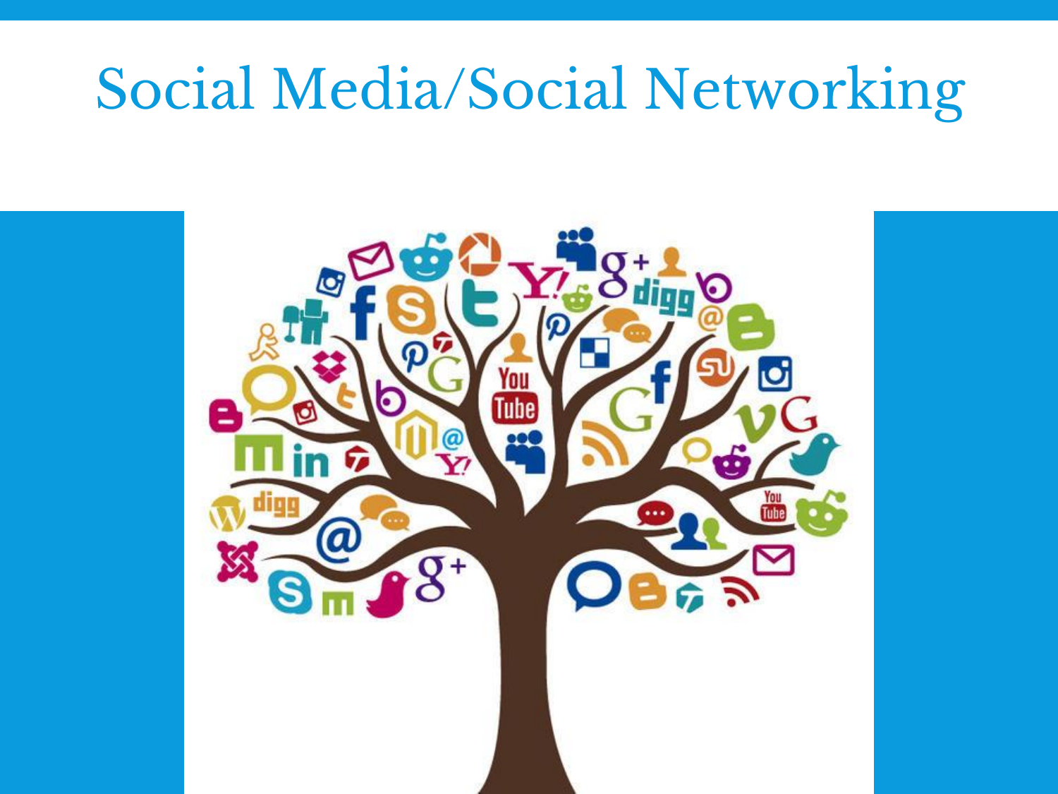# Social Media/Social Networking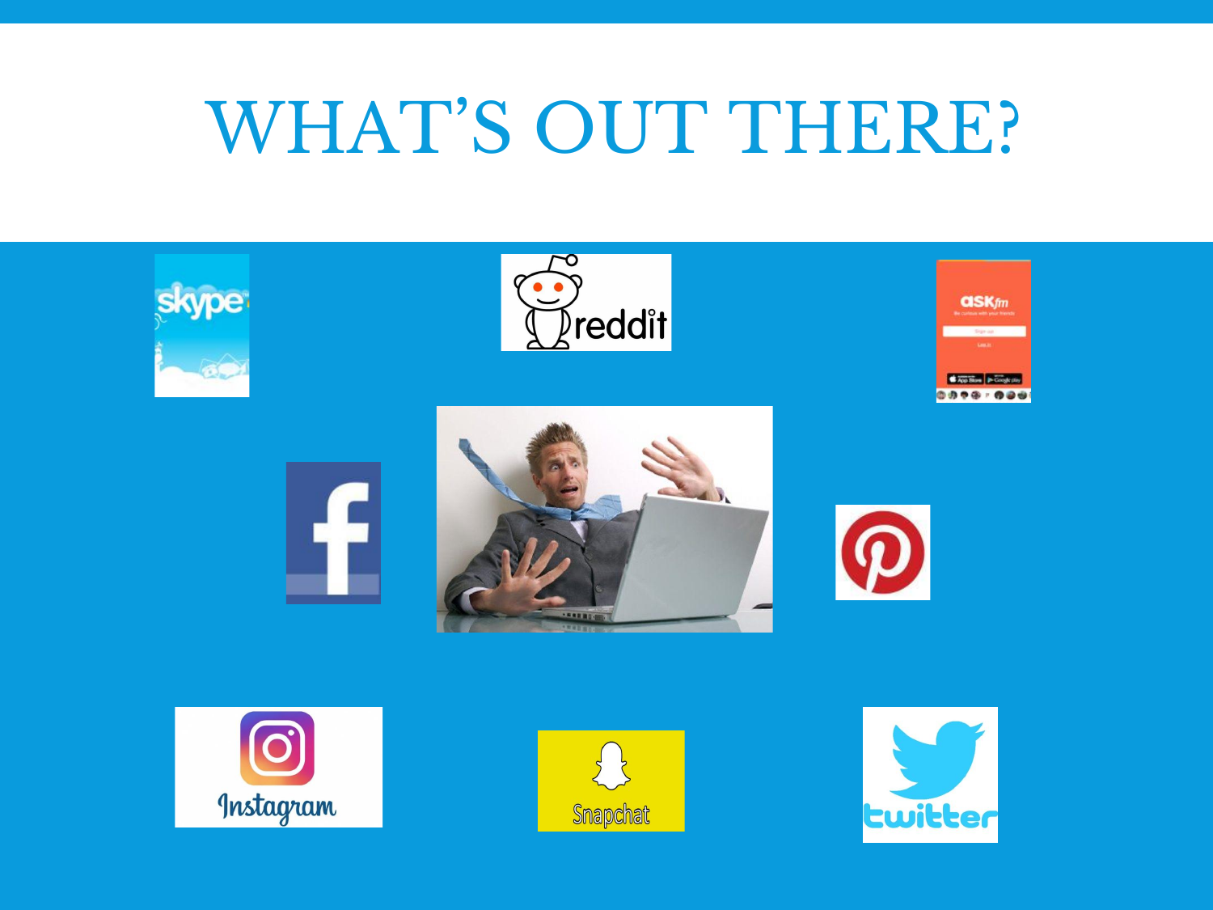# WHAT'S OUT THERE?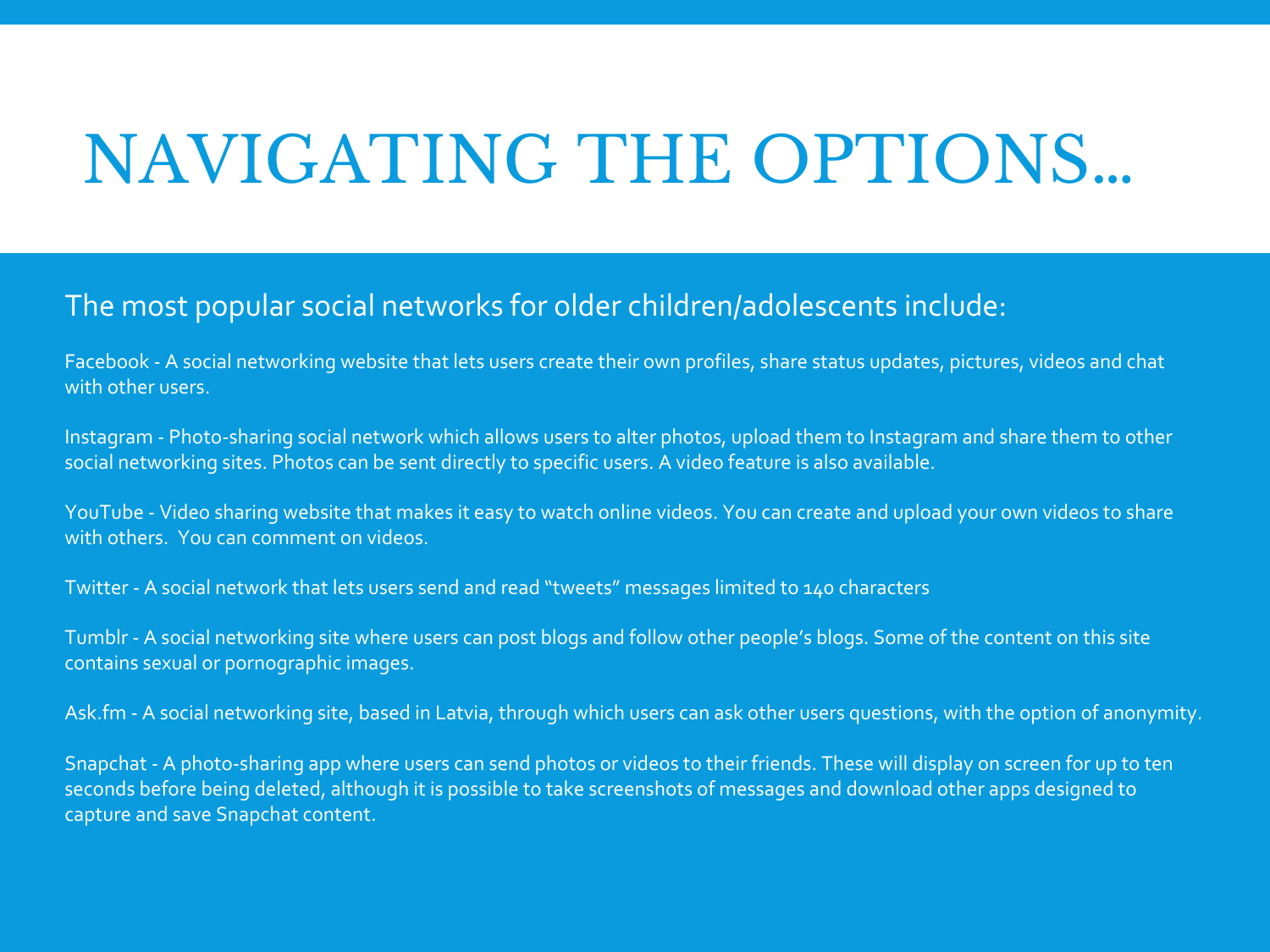# NAVIGATING THE OPTIONS…

The most popular social networks for older children/adolescents include:

Facebook - A social networking website that lets users create their own profiles, share status updates, pictures, videos and chat with other users.

Instagram - Photo-sharing social network which allows users to alter photos, upload them to Instagram and share them to other social networking sites. Photos can be sent directly to specific users. A video feature is also available.

YouTube - Video sharing website that makes it easy to watch online videos. You can create and upload your own videos to share with others. You can comment on videos.

Twitter - A social network that lets users send and read "tweets" messages limited to 140 characters

Tumblr - A social networking site where users can post blogs and follow other people's blogs. Some of the content on this site contains sexual or pornographic images.

Ask.fm - A social networking site, based in Latvia, through which users can ask other users questions, with the option of anonymity.

Snapchat - A photo-sharing app where users can send photos or videos to their friends. These will display on screen for up to ten seconds before being deleted, although it is possible to take screenshots of messages and download other apps designed to capture and save Snapchat content.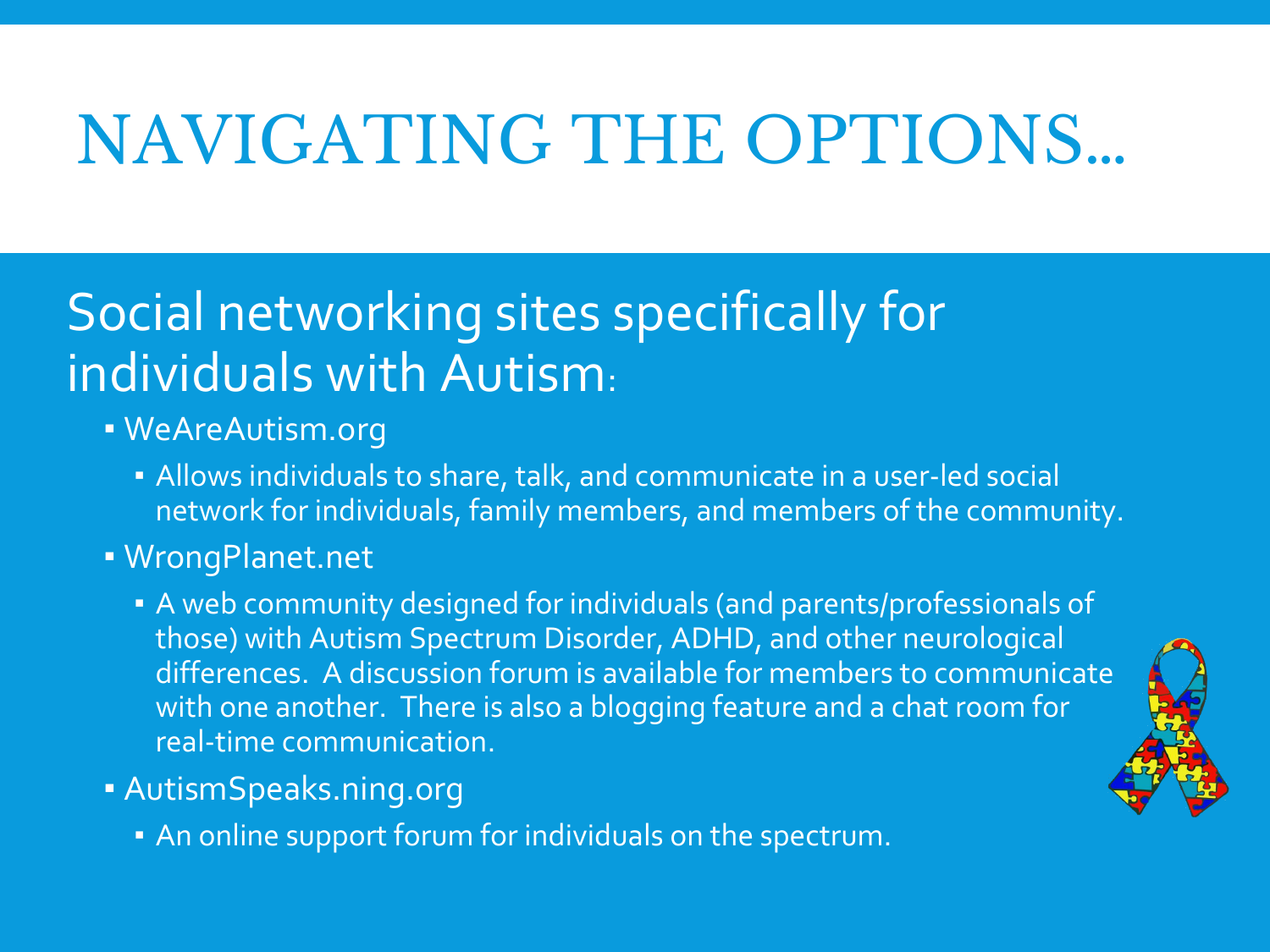# NAVIGATING THE OPTIONS…

## Social networking sites specifically for individuals with Autism:

- WeAreAutism.org
  - Allows individuals to share, talk, and communicate in a user-led social network for individuals, family members, and members of the community.
- WrongPlanet.net
  - A web community designed for individuals (and parents/professionals of those) with Autism Spectrum Disorder, ADHD, and other neurological differences. A discussion forum is available for members to communicate with one another. There is also a blogging feature and a chat room for real-time communication.
- AutismSpeaks.ning.org
  - An online support forum for individuals on the spectrum.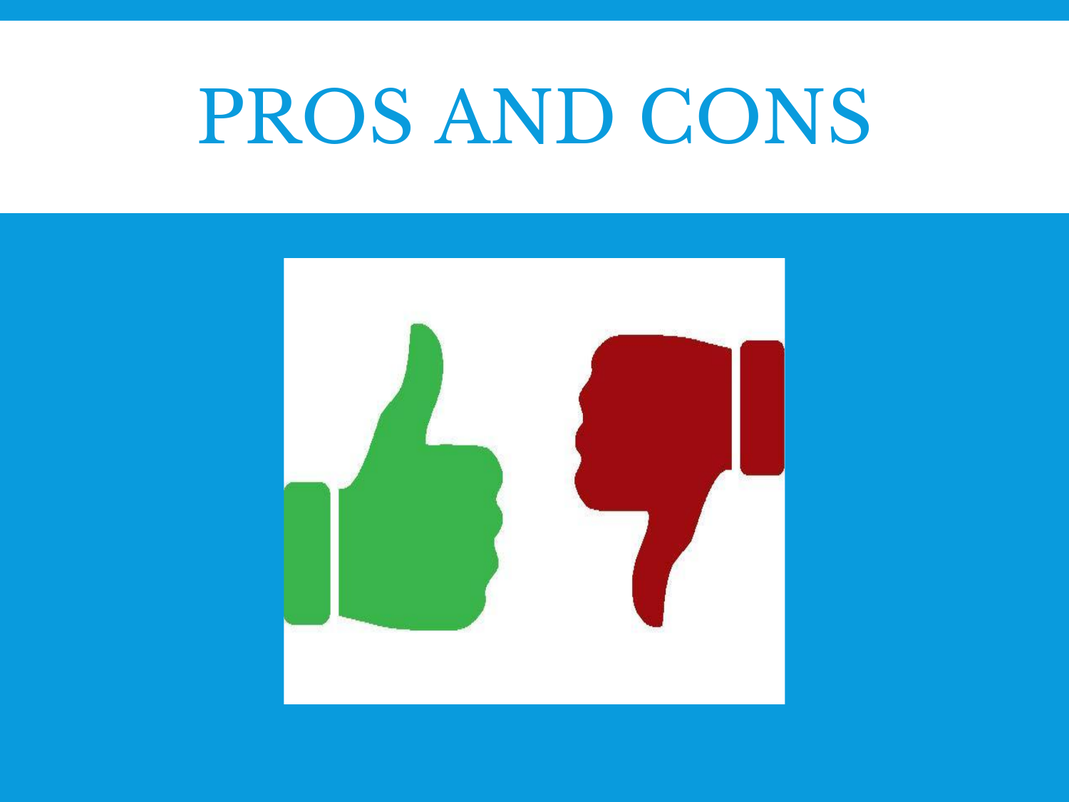# PROS AND CONS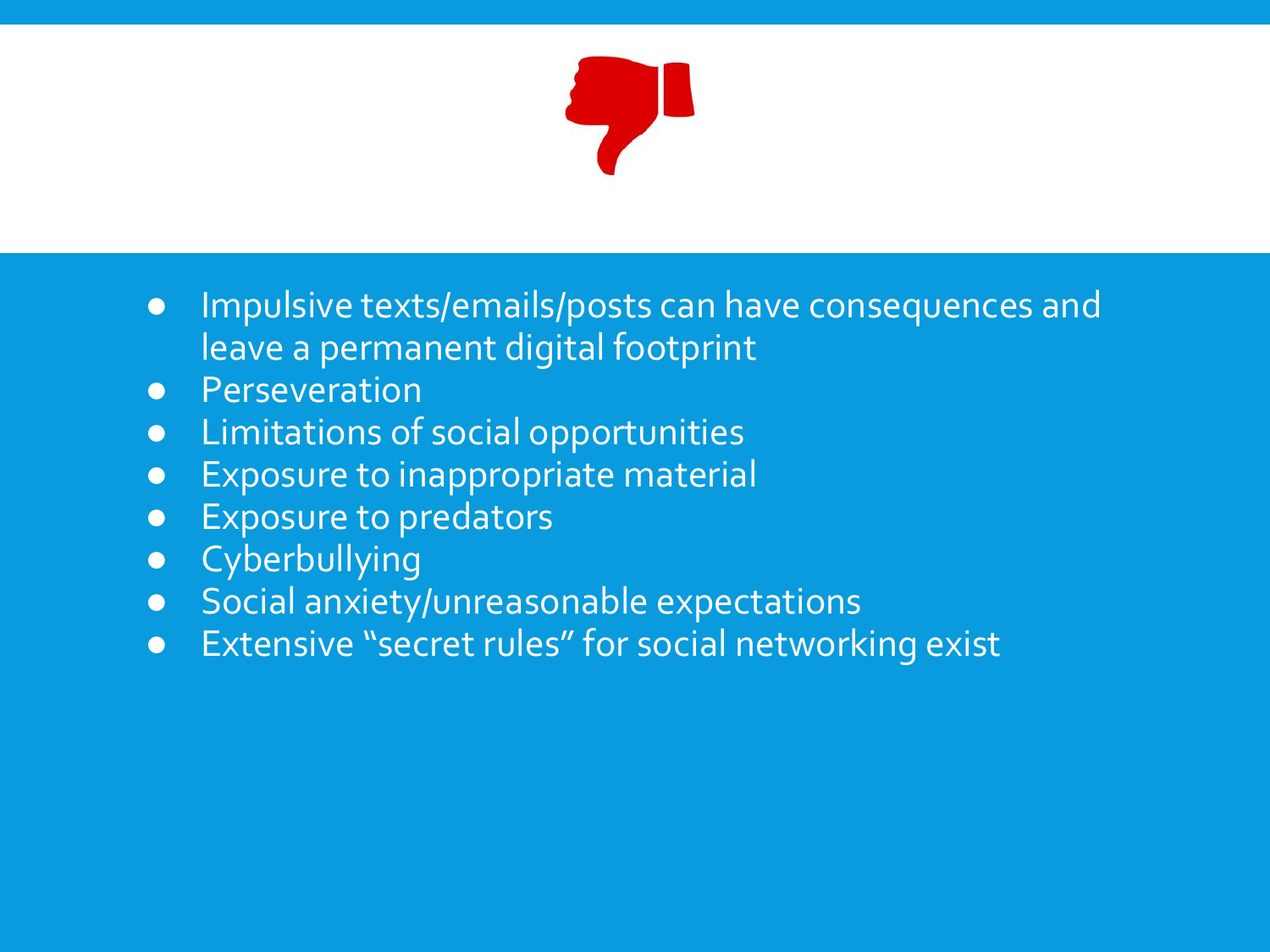- Impulsive texts/emails/posts can have consequences and leave a permanent digital footprint
- Perseveration
- Limitations of social opportunities
- Exposure to inappropriate material
- Exposure to predators
- Cyberbullying
- Social anxiety/unreasonable expectations
- Extensive "secret rules" for social networking exist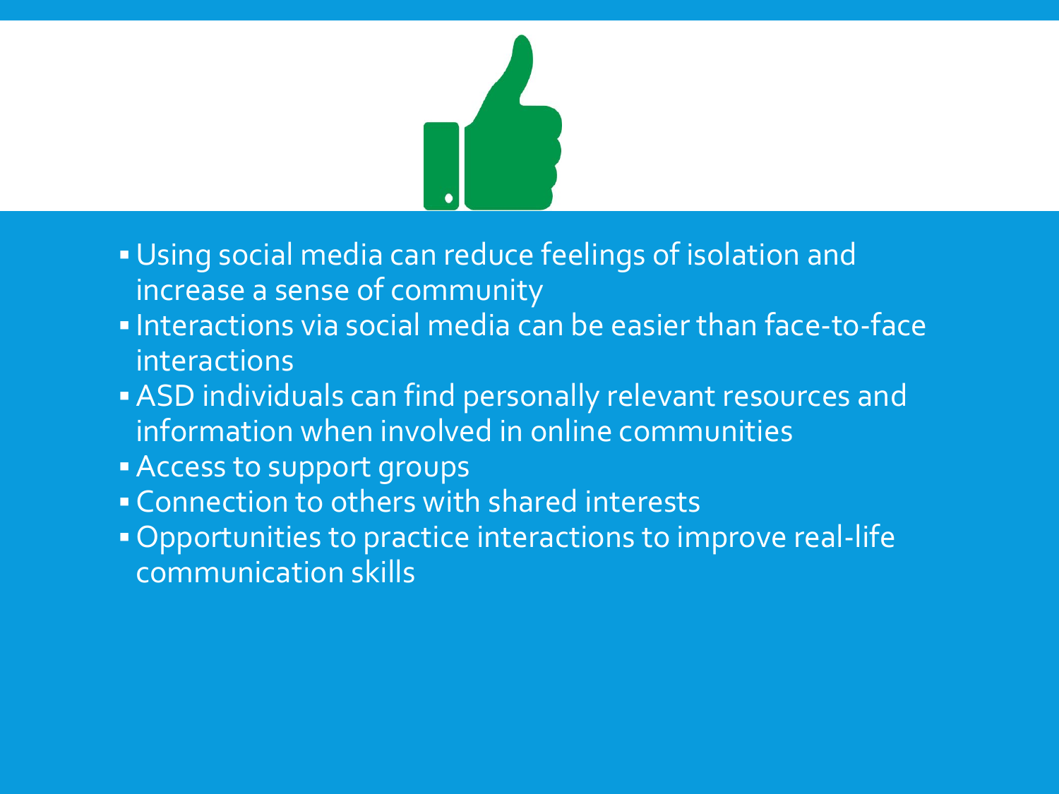- Using social media can reduce feelings of isolation and increase a sense of community
- Interactions via social media can be easier than face-to-face interactions
- ASD individuals can find personally relevant resources and information when involved in online communities
- Access to support groups
- Connection to others with shared interests
- Opportunities to practice interactions to improve real-life communication skills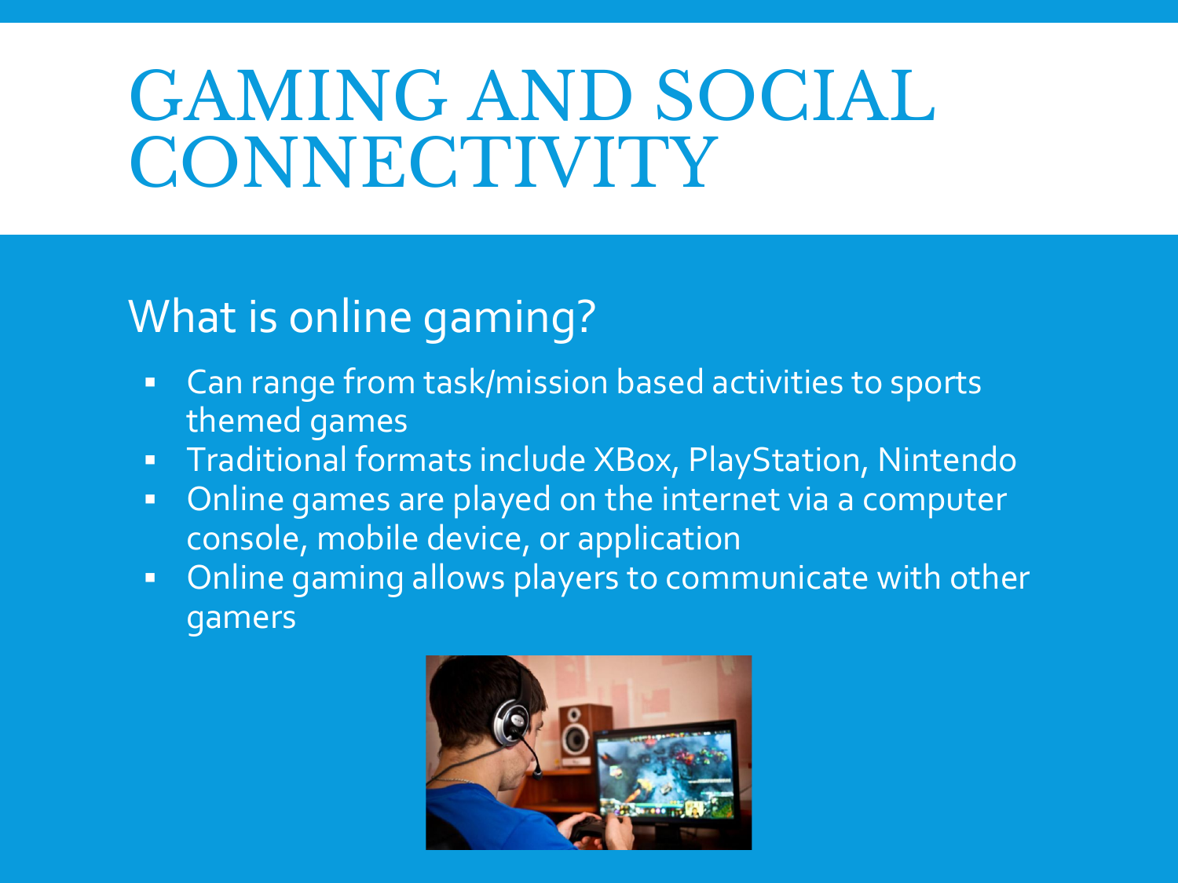# GAMING AND SOCIAL CONNECTIVITY

## What is online gaming?

- Can range from task/mission based activities to sports themed games
- Traditional formats include XBox, PlayStation, Nintendo
- Online games are played on the internet via a computer console, mobile device, or application
- Online gaming allows players to communicate with other gamers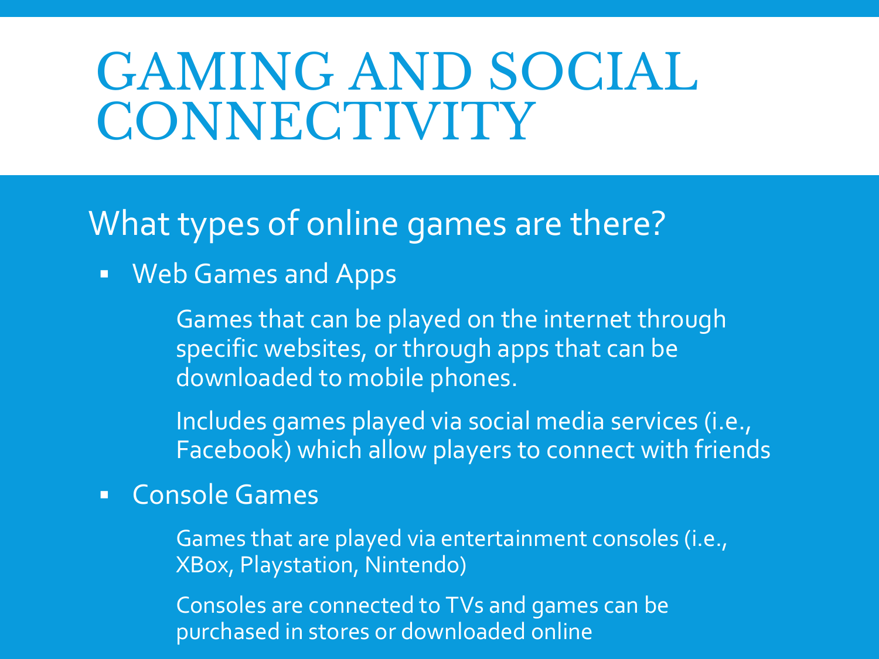# GAMING AND SOCIAL CONNECTIVITY

## What types of online games are there?

- Web Games and Apps

  Games that can be played on the internet through specific websites, or through apps that can be downloaded to mobile phones.

  Includes games played via social media services (i.e., Facebook) which allow players to connect with friends

- Console Games

  Games that are played via entertainment consoles (i.e., XBox, Playstation, Nintendo)

  Consoles are connected to TVs and games can be purchased in stores or downloaded online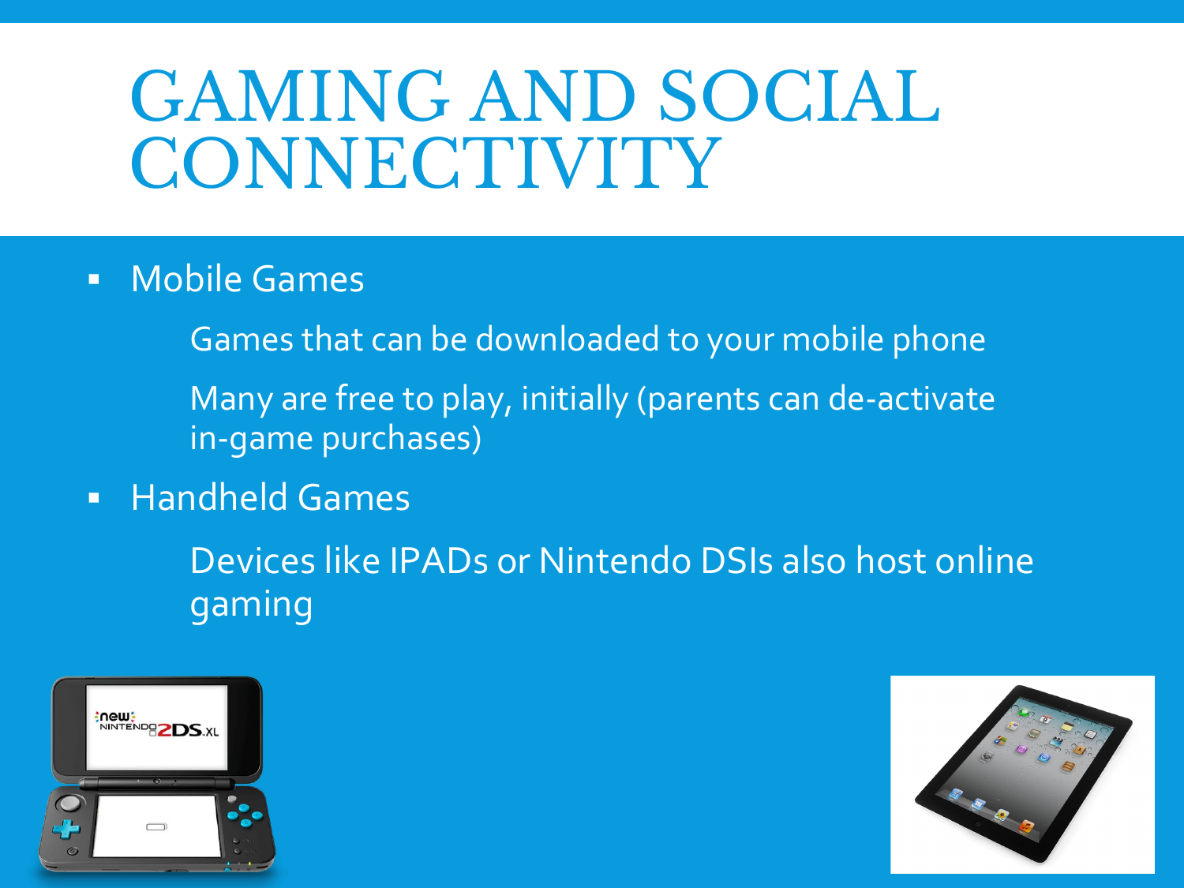# GAMING AND SOCIAL CONNECTIVITY

- Mobile Games

  Games that can be downloaded to your mobile phone

  Many are free to play, initially (parents can de-activate in-game purchases)

- Handheld Games

  Devices like IPADs or Nintendo DSIs also host online gaming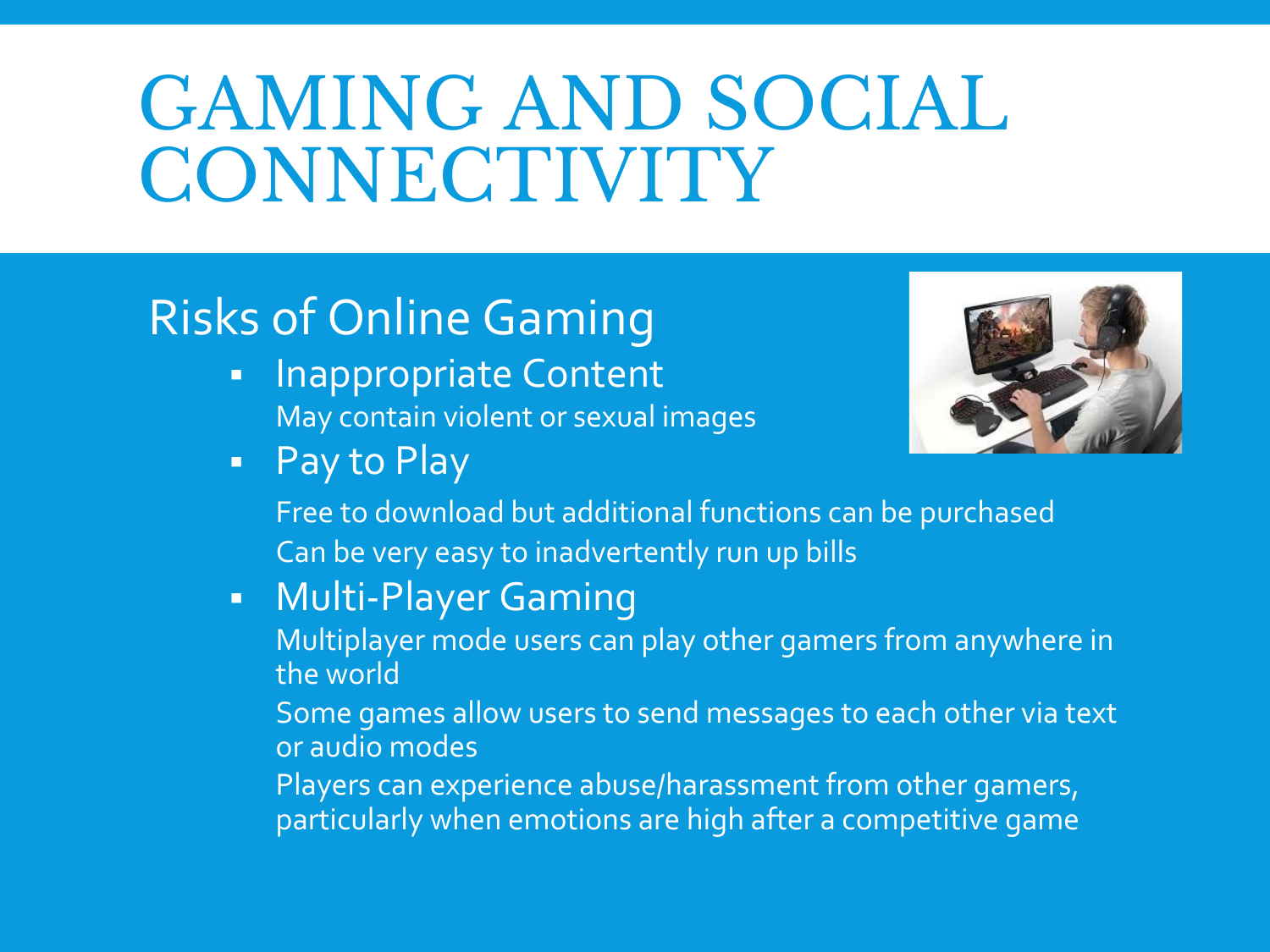# GAMING AND SOCIAL CONNECTIVITY

## Risks of Online Gaming

- Inappropriate Content
  May contain violent or sexual images
- Pay to Play
  Free to download but additional functions can be purchased
  Can be very easy to inadvertently run up bills
- Multi-Player Gaming
  Multiplayer mode users can play other gamers from anywhere in the world
  Some games allow users to send messages to each other via text or audio modes
  Players can experience abuse/harassment from other gamers, particularly when emotions are high after a competitive game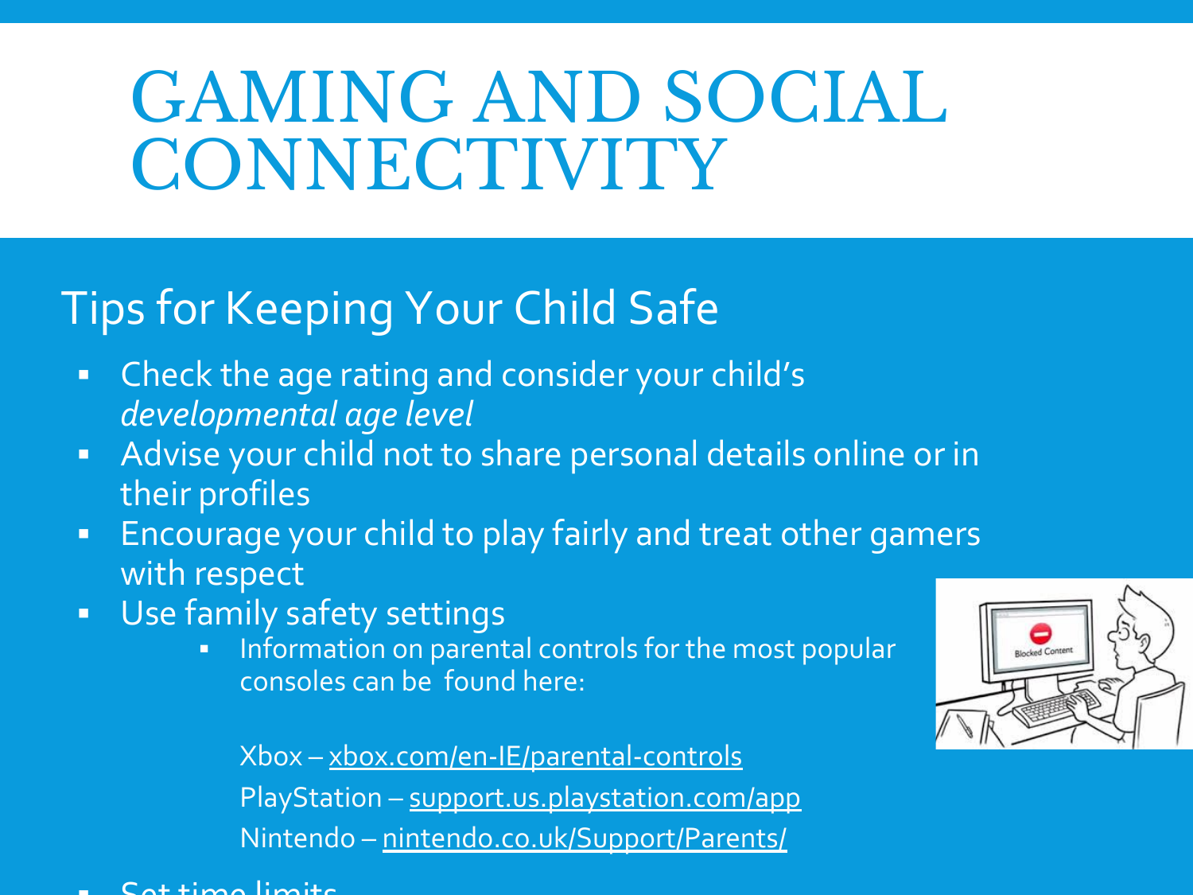# GAMING AND SOCIAL CONNECTIVITY

## Tips for Keeping Your Child Safe

- Check the age rating and consider your child's *developmental age level*
- Advise your child not to share personal details online or in their profiles
- Encourage your child to play fairly and treat other gamers with respect
- Use family safety settings
  - Information on parental controls for the most popular consoles can be found here:

    Xbox – xbox.com/en-IE/parental-controls

    PlayStation – support.us.playstation.com/app

    Nintendo – nintendo.co.uk/Support/Parents/

- Set time limits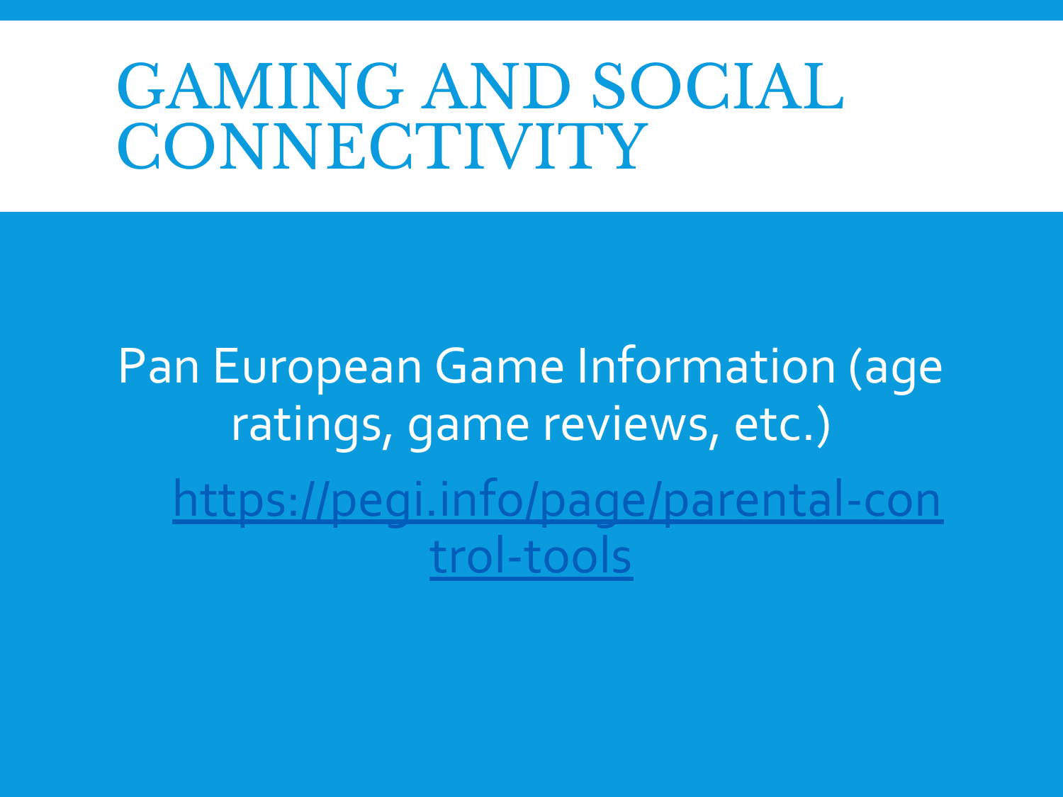# GAMING AND SOCIAL CONNECTIVITY

Pan European Game Information (age ratings, game reviews, etc.)

https://pegi.info/page/parental-control-tools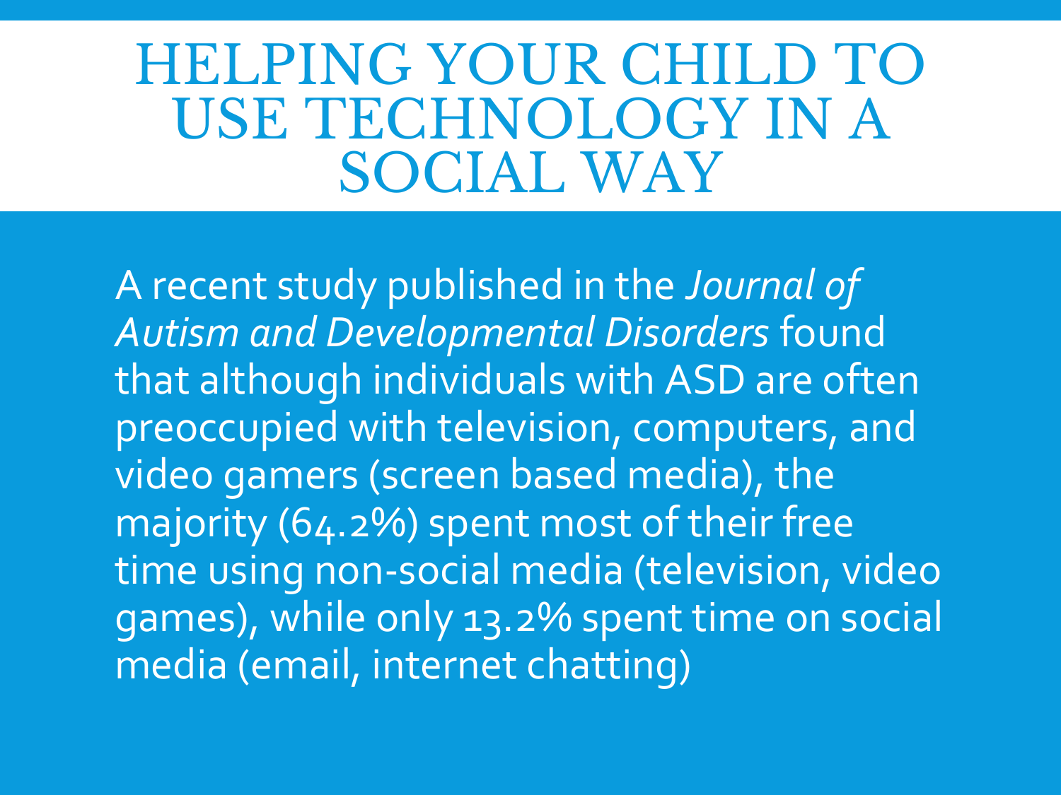# HELPING YOUR CHILD TO USE TECHNOLOGY IN A SOCIAL WAY

A recent study published in the *Journal of Autism and Developmental Disorders* found that although individuals with ASD are often preoccupied with television, computers, and video gamers (screen based media), the majority (64.2%) spent most of their free time using non-social media (television, video games), while only 13.2% spent time on social media (email, internet chatting)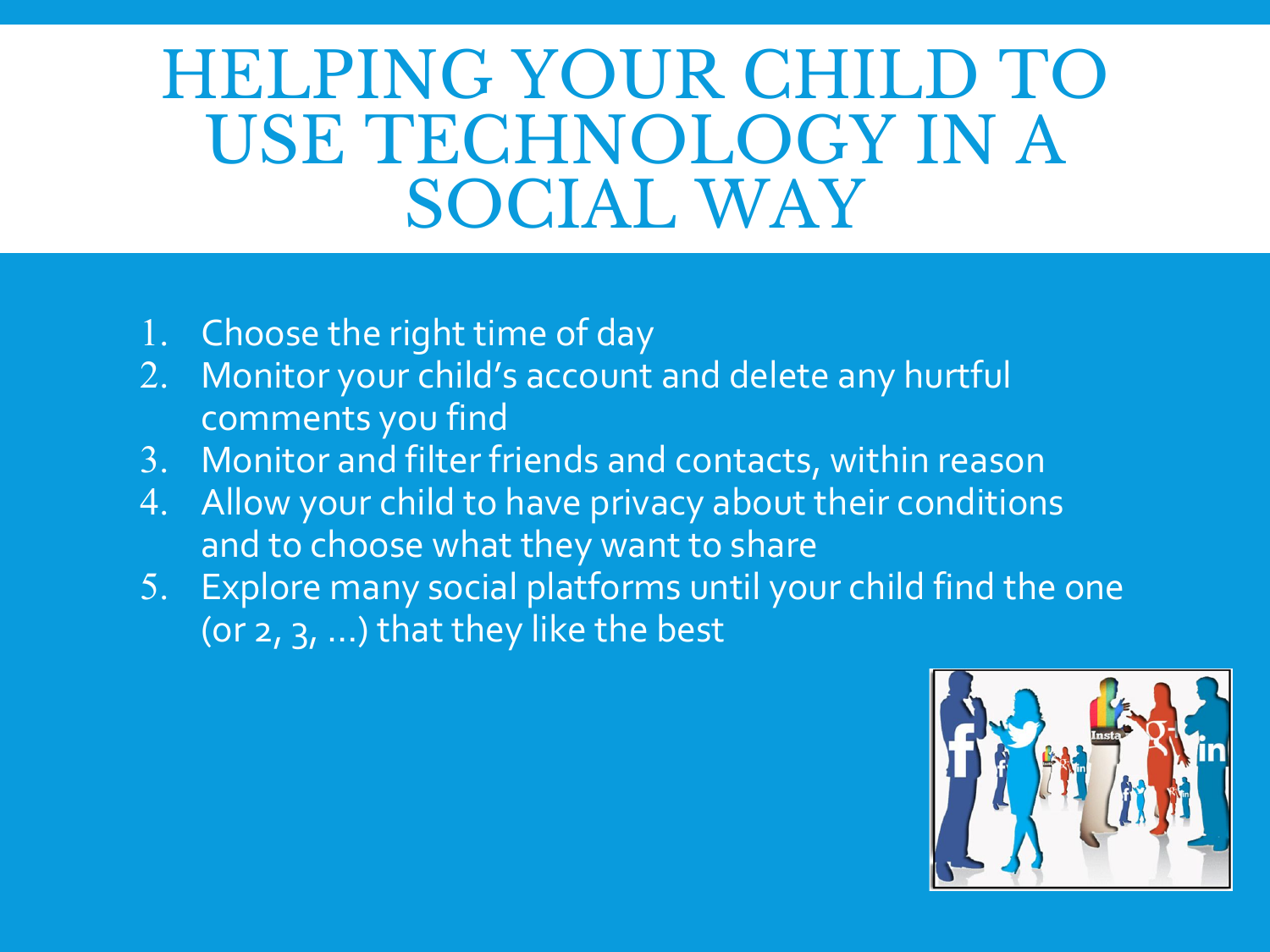# HELPING YOUR CHILD TO USE TECHNOLOGY IN A SOCIAL WAY

1. Choose the right time of day
2. Monitor your child's account and delete any hurtful comments you find
3. Monitor and filter friends and contacts, within reason
4. Allow your child to have privacy about their conditions and to choose what they want to share
5. Explore many social platforms until your child find the one (or 2, 3, ...) that they like the best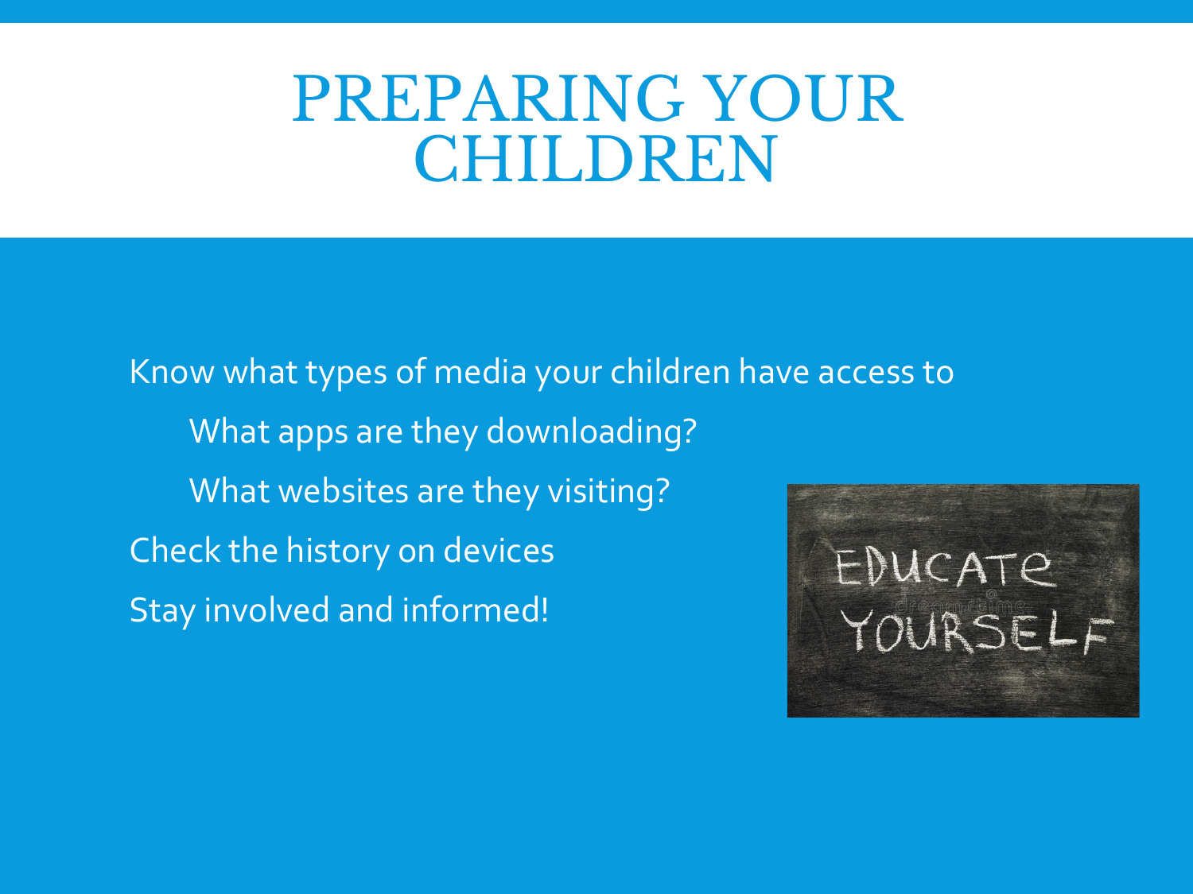# PREPARING YOUR CHILDREN

Know what types of media your children have access to

- What apps are they downloading?
- What websites are they visiting?

Check the history on devices

Stay involved and informed!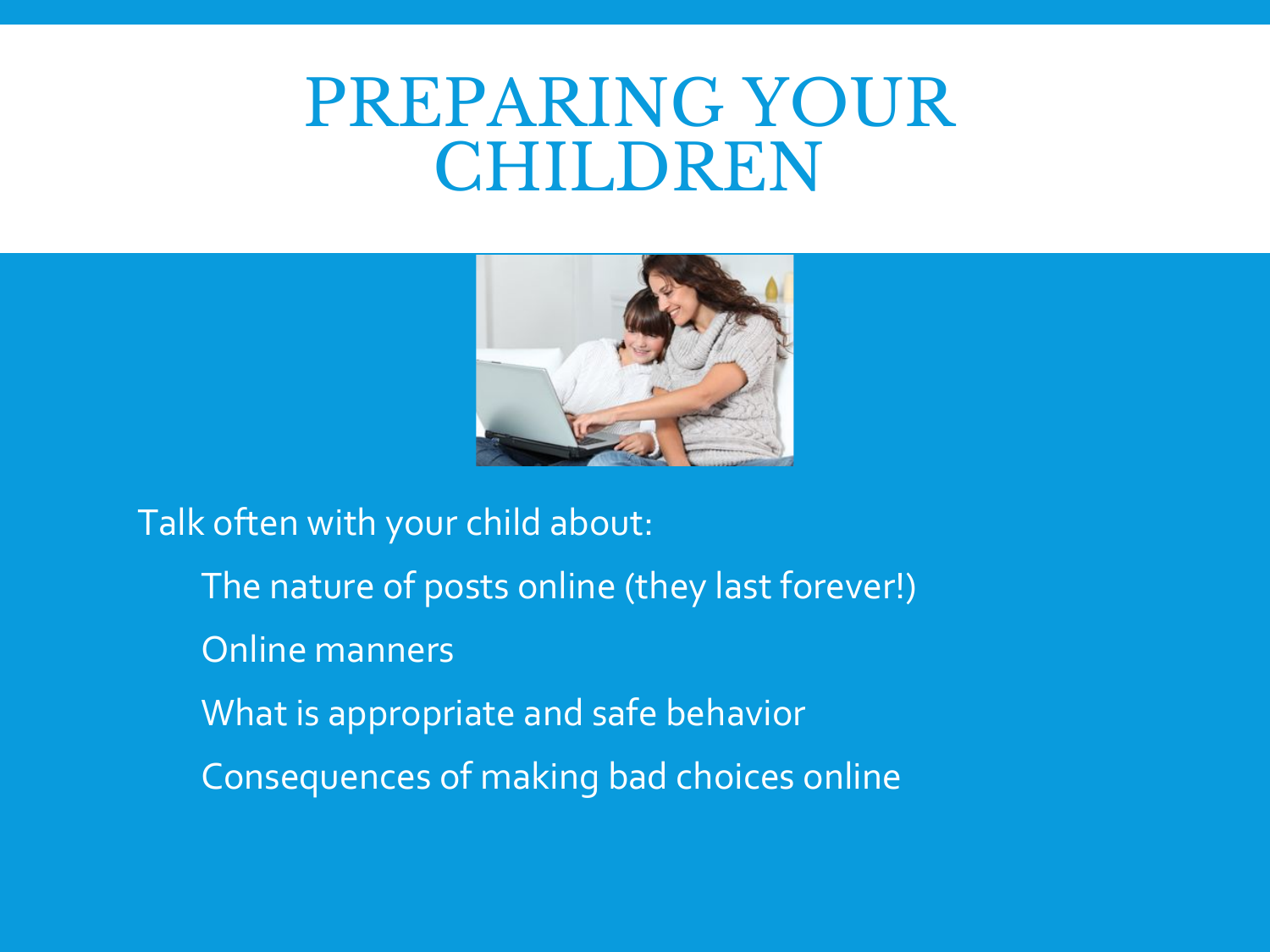# PREPARING YOUR CHILDREN

Talk often with your child about:

- The nature of posts online (they last forever!)
- Online manners
- What is appropriate and safe behavior
- Consequences of making bad choices online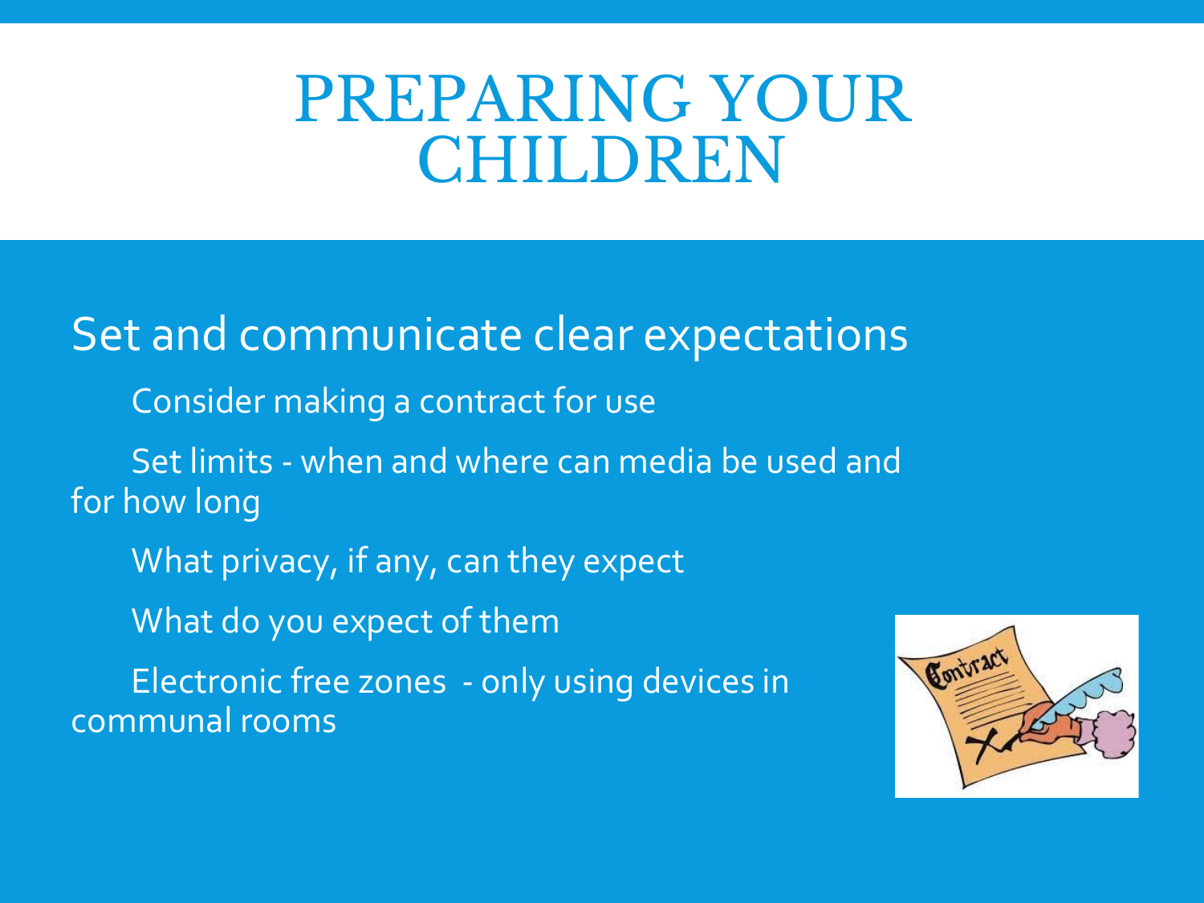# PREPARING YOUR CHILDREN

Set and communicate clear expectations

- Consider making a contract for use
- Set limits - when and where can media be used and for how long
- What privacy, if any, can they expect
- What do you expect of them
- Electronic free zones - only using devices in communal rooms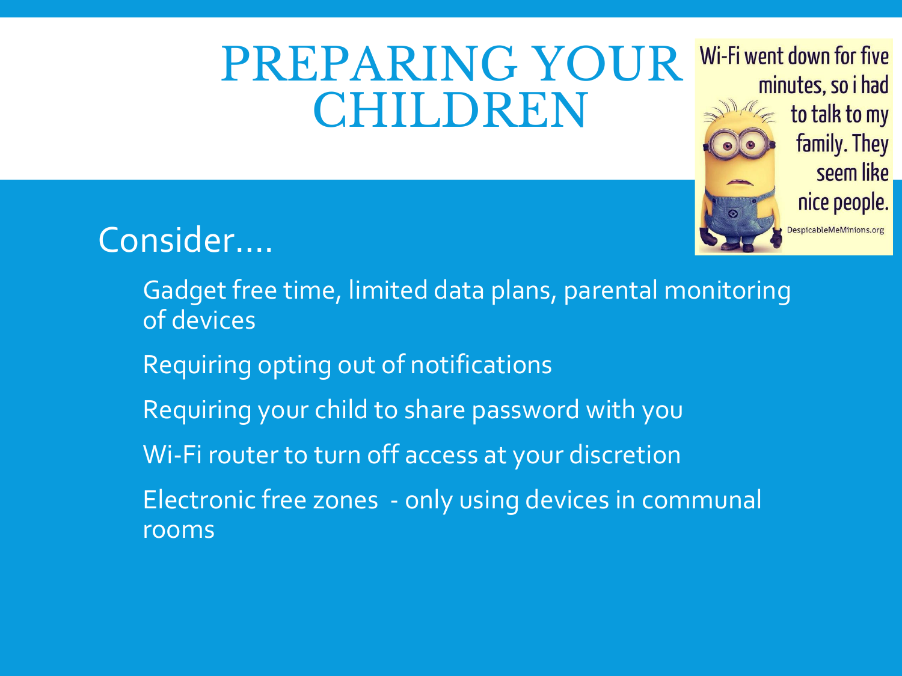# PREPARING YOUR CHILDREN

Consider….

- Gadget free time, limited data plans, parental monitoring of devices
- Requiring opting out of notifications
- Requiring your child to share password with you
- Wi-Fi router to turn off access at your discretion
- Electronic free zones - only using devices in communal rooms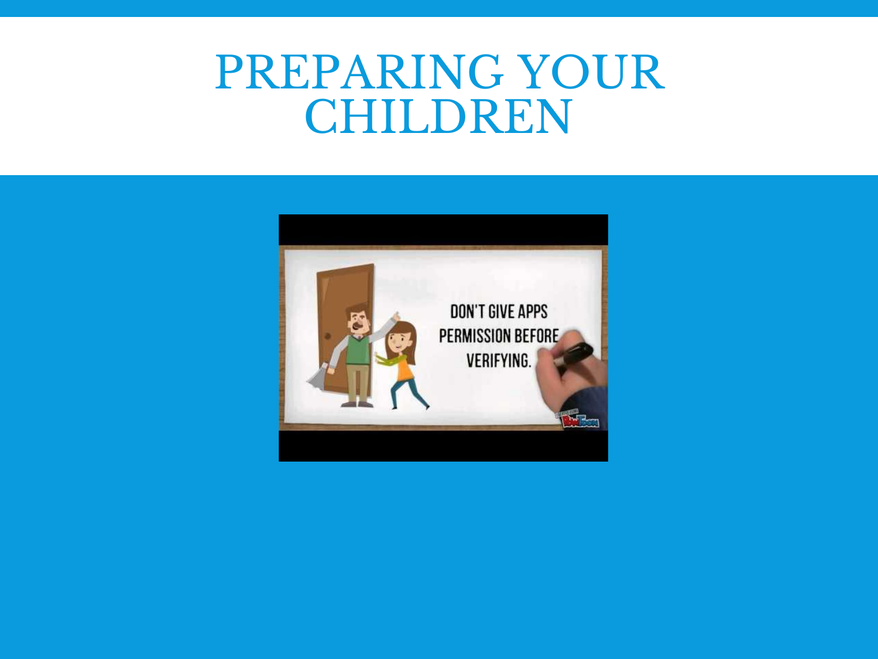# PREPARING YOUR CHILDREN

DON'T GIVE APPS PERMISSION BEFORE VERIFYING.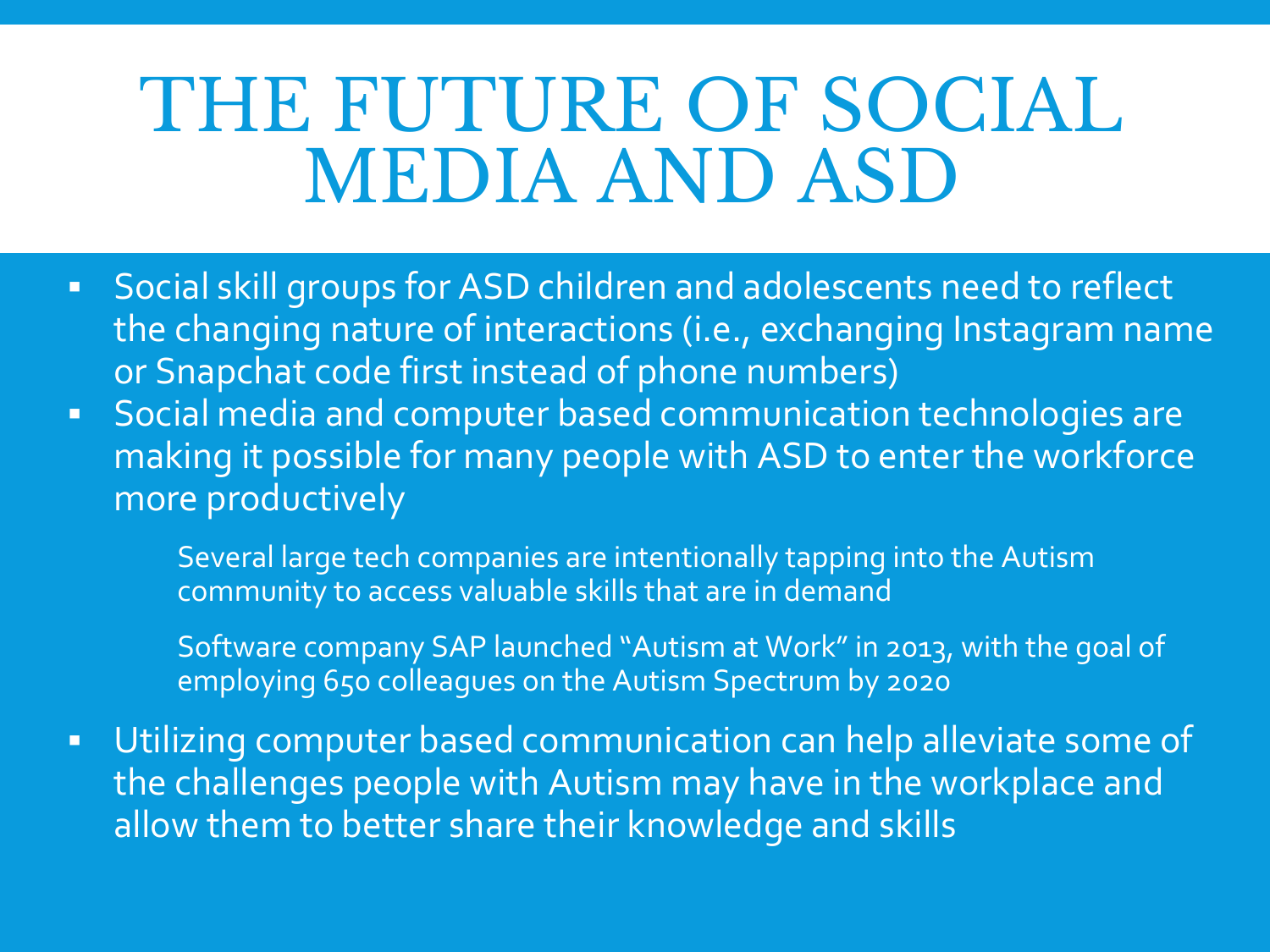# THE FUTURE OF SOCIAL MEDIA AND ASD

- Social skill groups for ASD children and adolescents need to reflect the changing nature of interactions (i.e., exchanging Instagram name or Snapchat code first instead of phone numbers)
- Social media and computer based communication technologies are making it possible for many people with ASD to enter the workforce more productively

  Several large tech companies are intentionally tapping into the Autism community to access valuable skills that are in demand

  Software company SAP launched "Autism at Work" in 2013, with the goal of employing 650 colleagues on the Autism Spectrum by 2020

- Utilizing computer based communication can help alleviate some of the challenges people with Autism may have in the workplace and allow them to better share their knowledge and skills